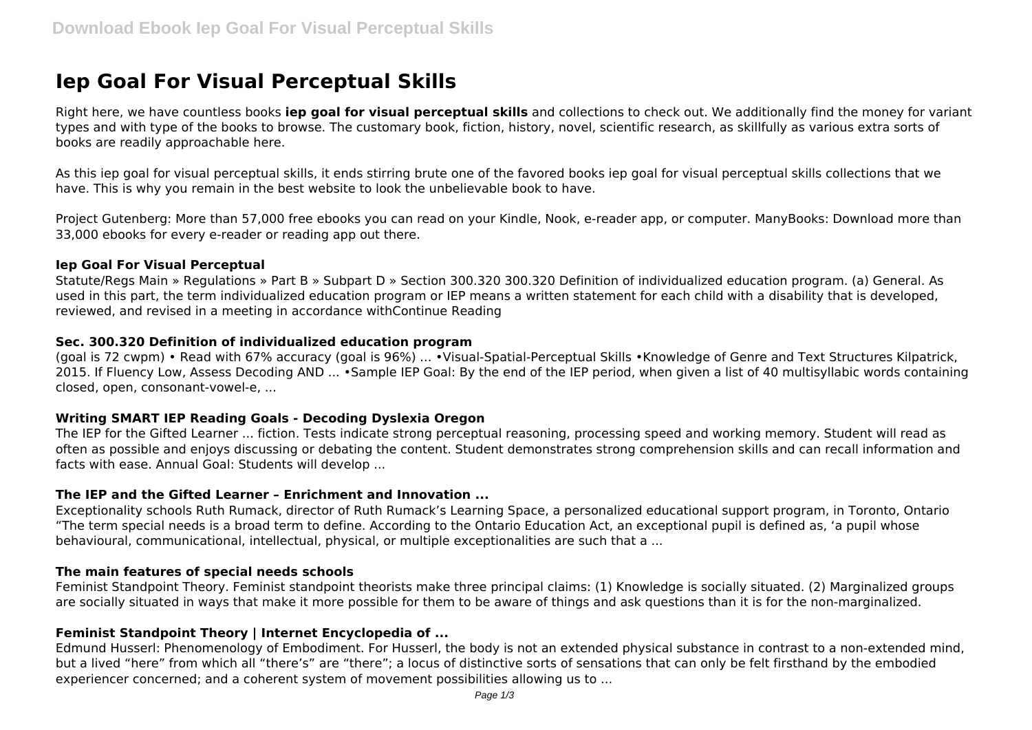# Iep Goal For Visual Perceptual Skills

Right here, we have countless books **iep goal for visual perceptual skills** and collections to check out. We additionally find the money for variant types and with type of the books to browse. The customary book, fiction, history, novel, scientific research, as skillfully as various extra sorts of books are readily approachable here.

As this iep goal for visual perceptual skills, it ends stirring brute one of the favored books iep goal for visual perceptual skills collections that we have. This is why you remain in the best website to look the unbelievable book to have.

Project Gutenberg: More than 57,000 free ebooks you can read on your Kindle, Nook, e-reader app, or computer. ManyBooks: Download more than 33,000 ebooks for every e-reader or reading app out there.

### Iep Goal For Visual Perceptual

Statute/Regs Main » Regulations » Part B » Subpart D » Section 300.320 300.320 Definition of individualized education program. (a) General. As used in this part, the term individualized education program or IEP means a written statement for each child with a disability that is developed, reviewed, and revised in a meeting in accordance withContinue Reading

### Sec. 300.320 Definition of individualized education program

(goal is 72 cwpm) • Read with 67% accuracy (goal is 96%) ... •Visual-Spatial-Perceptual Skills •Knowledge of Genre and Text Structures Kilpatrick, 2015. If Fluency Low, Assess Decoding AND ... •Sample IEP Goal: By the end of the IEP period, when given a list of 40 multisyllabic words containing closed, open, consonant-vowel-e, ...

### Writing SMART IEP Reading Goals - Decoding Dyslexia Oregon

The IEP for the Gifted Learner ... fiction. Tests indicate strong perceptual reasoning, processing speed and working memory. Student will read as often as possible and enjoys discussing or debating the content. Student demonstrates strong comprehension skills and can recall information and facts with ease. Annual Goal: Students will develop ...

### The IEP and the Gifted Learner – Enrichment and Innovation ...

Exceptionality schools Ruth Rumack, director of Ruth Rumack's Learning Space, a personalized educational support program, in Toronto, Ontario "The term special needs is a broad term to define. According to the Ontario Education Act, an exceptional pupil is defined as, 'a pupil whose behavioural, communicational, intellectual, physical, or multiple exceptionalities are such that a ...

### The main features of special needs schools

Feminist Standpoint Theory. Feminist standpoint theorists make three principal claims: (1) Knowledge is socially situated. (2) Marginalized groups are socially situated in ways that make it more possible for them to be aware of things and ask questions than it is for the non-marginalized.

### Feminist Standpoint Theory | Internet Encyclopedia of ...

Edmund Husserl: Phenomenology of Embodiment. For Husserl, the body is not an extended physical substance in contrast to a non-extended mind, but a lived "here" from which all "there's" are "there"; a locus of distinctive sorts of sensations that can only be felt firsthand by the embodied experiencer concerned; and a coherent system of movement possibilities allowing us to ...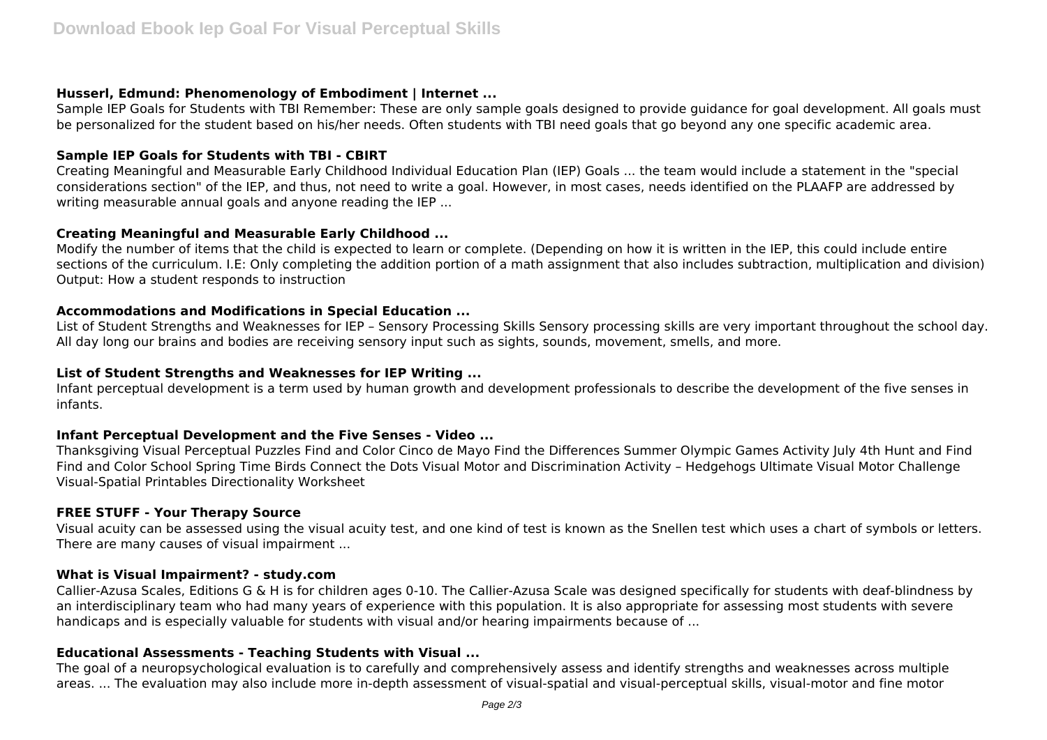### Husserl, Edmund: Phenomenology of Embodiment | Internet ...

Sample IEP Goals for Students with TBI Remember: These are only sample goals designed to provide guidance for goal development. All goals must be personalized for the student based on his/her needs. Often students with TBI need goals that go beyond any one specific academic area.

### Sample IEP Goals for Students with TBI - CBIRT

Creating Meaningful and Measurable Early Childhood Individual Education Plan (IEP) Goals ... the team would include a statement in the "special considerations section" of the IEP, and thus, not need to write a goal. However, in most cases, needs identified on the PLAAFP are addressed by writing measurable annual goals and anyone reading the IEP ...

### Creating Meaningful and Measurable Early Childhood ...

Modify the number of items that the child is expected to learn or complete. (Depending on how it is written in the IEP, this could include entire sections of the curriculum. I.E: Only completing the addition portion of a math assignment that also includes subtraction, multiplication and division) Output: How a student responds to instruction

### Accommodations and Modifications in Special Education ...

List of Student Strengths and Weaknesses for IEP – Sensory Processing Skills Sensory processing skills are very important throughout the school day. All day long our brains and bodies are receiving sensory input such as sights, sounds, movement, smells, and more.

### List of Student Strengths and Weaknesses for IEP Writing ...

Infant perceptual development is a term used by human growth and development professionals to describe the development of the five senses in infants.

### Infant Perceptual Development and the Five Senses - Video ...

Thanksgiving Visual Perceptual Puzzles Find and Color Cinco de Mayo Find the Differences Summer Olympic Games Activity July 4th Hunt and Find Find and Color School Spring Time Birds Connect the Dots Visual Motor and Discrimination Activity – Hedgehogs Ultimate Visual Motor Challenge Visual-Spatial Printables Directionality Worksheet

### FREE STUFF - Your Therapy Source

Visual acuity can be assessed using the visual acuity test, and one kind of test is known as the Snellen test which uses a chart of symbols or letters. There are many causes of visual impairment ...

### What is Visual Impairment? - study.com

Callier-Azusa Scales, Editions G & H is for children ages 0-10. The Callier-Azusa Scale was designed specifically for students with deaf-blindness by an interdisciplinary team who had many years of experience with this population. It is also appropriate for assessing most students with severe handicaps and is especially valuable for students with visual and/or hearing impairments because of ...

### Educational Assessments - Teaching Students with Visual ...

The goal of a neuropsychological evaluation is to carefully and comprehensively assess and identify strengths and weaknesses across multiple areas. ... The evaluation may also include more in-depth assessment of visual-spatial and visual-perceptual skills, visual-motor and fine motor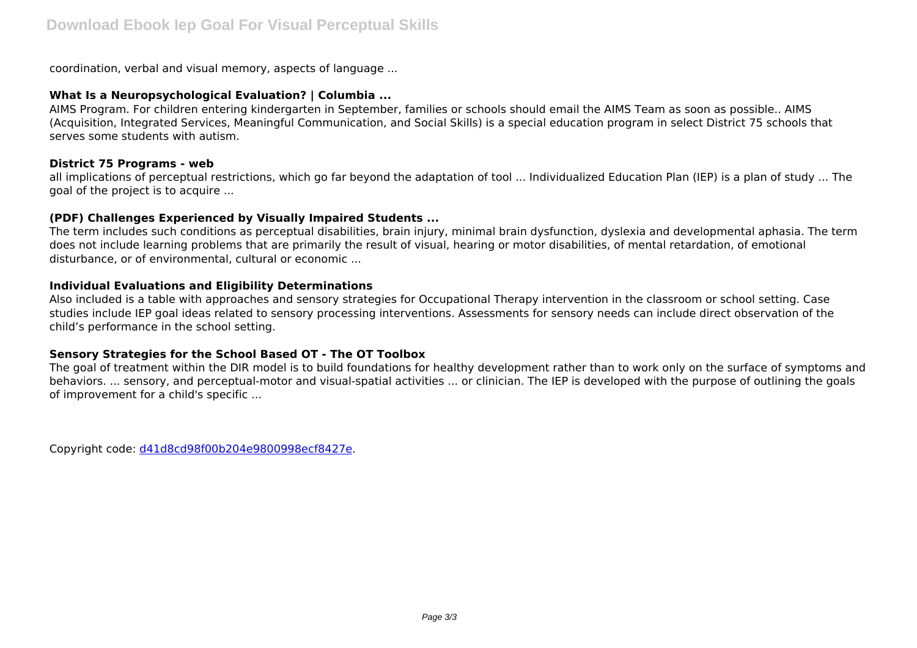coordination, verbal and visual memory, aspects of language ...

**What Is a Neuropsychological Evaluation? | Columbia ...**

AIMS Program. For children entering kindergarten in September, families or schools should email the AIMS Team as soon as possible.. AIMS (Acquisition, Integrated Services, Meaningful Communication, and Social Skills) is a special education program in select District 75 schools that serves some students with autism.

**District 75 Programs - web**

all implications of perceptual restrictions, which go far beyond the adaptation of tool ... Individualized Education Plan (IEP) is a plan of study ... The goal of the project is to acquire ...

**(PDF) Challenges Experienced by Visually Impaired Students ...**

The term includes such conditions as perceptual disabilities, brain injury, minimal brain dysfunction, dyslexia and developmental aphasia. The term does not include learning problems that are primarily the result of visual, hearing or motor disabilities, of mental retardation, of emotional disturbance, or of environmental, cultural or economic ...

**Individual Evaluations and Eligibility Determinations**

Also included is a table with approaches and sensory strategies for Occupational Therapy intervention in the classroom or school setting. Case studies include IEP goal ideas related to sensory processing interventions. Assessments for sensory needs can include direct observation of the child's performance in the school setting.

**Sensory Strategies for the School Based OT - The OT Toolbox**

The goal of treatment within the DIR model is to build foundations for healthy development rather than to work only on the surface of symptoms and behaviors. ... sensory, and perceptual-motor and visual-spatial activities ... or clinician. The IEP is developed with the purpose of outlining the goals of improvement for a child's specific ...

Copyright code: d41d8cd98f00b204e9800998ecf8427e.